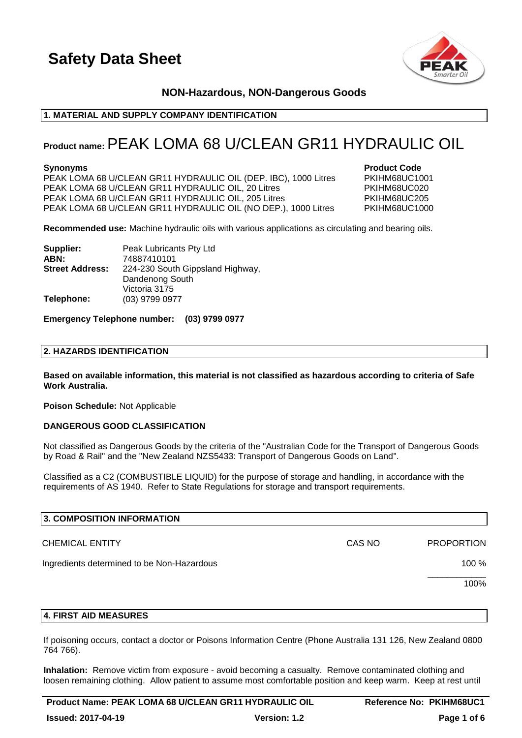# Safety Data Sheet

**NON-Hazardous, NON-Dangerous Goods**

## 1. MATERIAL AND SUPPLY COMPANY IDENTIFICATION

**Product name:** PEAK LOMA 68 U/CLEAN GR11 HYDRAULIC OIL

| Synonyms | Product Code |
|---|---|
| PEAK LOMA 68 U/CLEAN GR11 HYDRAULIC OIL (DEP. IBC), 1000 Litres | PKIHM68UC1001 |
| PEAK LOMA 68 U/CLEAN GR11 HYDRAULIC OIL, 20 Litres | PKIHM68UC020 |
| PEAK LOMA 68 U/CLEAN GR11 HYDRAULIC OIL, 205 Litres | PKIHM68UC205 |
| PEAK LOMA 68 U/CLEAN GR11 HYDRAULIC OIL (NO DEP.), 1000 Litres | PKIHM68UC1000 |

**Recommended use:** Machine hydraulic oils with various applications as circulating and bearing oils.

**Supplier:** Peak Lubricants Pty Ltd
**ABN:** 74887410101
**Street Address:** 224-230 South Gippsland Highway, Dandenong South Victoria 3175
**Telephone:** (03) 9799 0977

**Emergency Telephone number: (03) 9799 0977**

## 2. HAZARDS IDENTIFICATION

**Based on available information, this material is not classified as hazardous according to criteria of Safe Work Australia.**

**Poison Schedule:** Not Applicable

**DANGEROUS GOOD CLASSIFICATION**

Not classified as Dangerous Goods by the criteria of the "Australian Code for the Transport of Dangerous Goods by Road & Rail" and the "New Zealand NZS5433: Transport of Dangerous Goods on Land".

Classified as a C2 (COMBUSTIBLE LIQUID) for the purpose of storage and handling, in accordance with the requirements of AS 1940. Refer to State Regulations for storage and transport requirements.

## 3. COMPOSITION INFORMATION

| CHEMICAL ENTITY | CAS NO | PROPORTION |
|---|---|---|
| Ingredients determined to be Non-Hazardous | | 100 % |
| | | 100% |

## 4. FIRST AID MEASURES

If poisoning occurs, contact a doctor or Poisons Information Centre (Phone Australia 131 126, New Zealand 0800 764 766).

**Inhalation:** Remove victim from exposure - avoid becoming a casualty. Remove contaminated clothing and loosen remaining clothing. Allow patient to assume most comfortable position and keep warm. Keep at rest until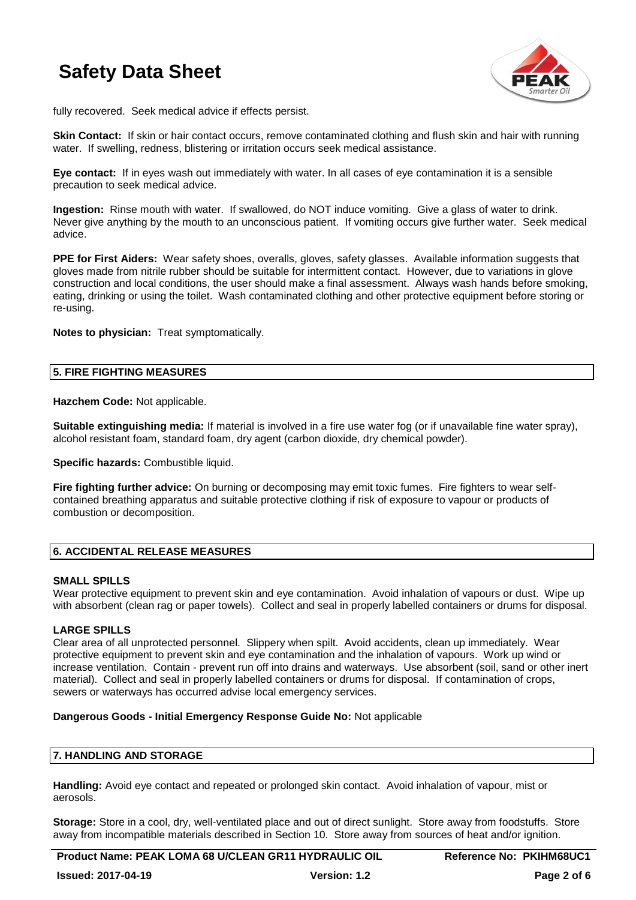fully recovered. Seek medical advice if effects persist.

**Skin Contact:** If skin or hair contact occurs, remove contaminated clothing and flush skin and hair with running water. If swelling, redness, blistering or irritation occurs seek medical assistance.

**Eye contact:** If in eyes wash out immediately with water. In all cases of eye contamination it is a sensible precaution to seek medical advice.

**Ingestion:** Rinse mouth with water. If swallowed, do NOT induce vomiting. Give a glass of water to drink. Never give anything by the mouth to an unconscious patient. If vomiting occurs give further water. Seek medical advice.

**PPE for First Aiders:** Wear safety shoes, overalls, gloves, safety glasses. Available information suggests that gloves made from nitrile rubber should be suitable for intermittent contact. However, due to variations in glove construction and local conditions, the user should make a final assessment. Always wash hands before smoking, eating, drinking or using the toilet. Wash contaminated clothing and other protective equipment before storing or re-using.

**Notes to physician:** Treat symptomatically.

## 5. FIRE FIGHTING MEASURES

**Hazchem Code:** Not applicable.

**Suitable extinguishing media:** If material is involved in a fire use water fog (or if unavailable fine water spray), alcohol resistant foam, standard foam, dry agent (carbon dioxide, dry chemical powder).

**Specific hazards:** Combustible liquid.

**Fire fighting further advice:** On burning or decomposing may emit toxic fumes. Fire fighters to wear self-contained breathing apparatus and suitable protective clothing if risk of exposure to vapour or products of combustion or decomposition.

## 6. ACCIDENTAL RELEASE MEASURES

### SMALL SPILLS

Wear protective equipment to prevent skin and eye contamination. Avoid inhalation of vapours or dust. Wipe up with absorbent (clean rag or paper towels). Collect and seal in properly labelled containers or drums for disposal.

### LARGE SPILLS

Clear area of all unprotected personnel. Slippery when spilt. Avoid accidents, clean up immediately. Wear protective equipment to prevent skin and eye contamination and the inhalation of vapours. Work up wind or increase ventilation. Contain - prevent run off into drains and waterways. Use absorbent (soil, sand or other inert material). Collect and seal in properly labelled containers or drums for disposal. If contamination of crops, sewers or waterways has occurred advise local emergency services.

**Dangerous Goods - Initial Emergency Response Guide No:** Not applicable

## 7. HANDLING AND STORAGE

**Handling:** Avoid eye contact and repeated or prolonged skin contact. Avoid inhalation of vapour, mist or aerosols.

**Storage:** Store in a cool, dry, well-ventilated place and out of direct sunlight. Store away from foodstuffs. Store away from incompatible materials described in Section 10. Store away from sources of heat and/or ignition.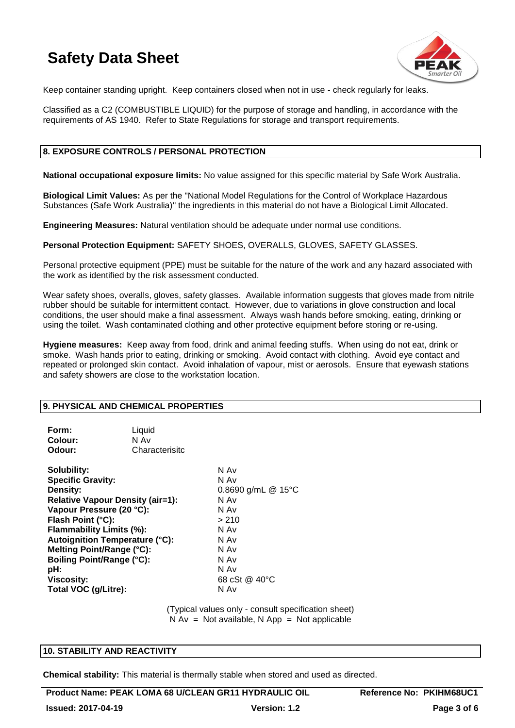Keep container standing upright. Keep containers closed when not in use - check regularly for leaks.

Classified as a C2 (COMBUSTIBLE LIQUID) for the purpose of storage and handling, in accordance with the requirements of AS 1940. Refer to State Regulations for storage and transport requirements.

## 8. EXPOSURE CONTROLS / PERSONAL PROTECTION

**National occupational exposure limits:** No value assigned for this specific material by Safe Work Australia.

**Biological Limit Values:** As per the "National Model Regulations for the Control of Workplace Hazardous Substances (Safe Work Australia)" the ingredients in this material do not have a Biological Limit Allocated.

**Engineering Measures:** Natural ventilation should be adequate under normal use conditions.

**Personal Protection Equipment:** SAFETY SHOES, OVERALLS, GLOVES, SAFETY GLASSES.

Personal protective equipment (PPE) must be suitable for the nature of the work and any hazard associated with the work as identified by the risk assessment conducted.

Wear safety shoes, overalls, gloves, safety glasses. Available information suggests that gloves made from nitrile rubber should be suitable for intermittent contact. However, due to variations in glove construction and local conditions, the user should make a final assessment. Always wash hands before smoking, eating, drinking or using the toilet. Wash contaminated clothing and other protective equipment before storing or re-using.

**Hygiene measures:** Keep away from food, drink and animal feeding stuffs. When using do not eat, drink or smoke. Wash hands prior to eating, drinking or smoking. Avoid contact with clothing. Avoid eye contact and repeated or prolonged skin contact. Avoid inhalation of vapour, mist or aerosols. Ensure that eyewash stations and safety showers are close to the workstation location.

## 9. PHYSICAL AND CHEMICAL PROPERTIES

| | |
|---|---|
| **Form:** | Liquid |
| **Colour:** | N Av |
| **Odour:** | Characterisitc |

| | |
|---|---|
| **Solubility:** | N Av |
| **Specific Gravity:** | N Av |
| **Density:** | 0.8690 g/mL @ 15°C |
| **Relative Vapour Density (air=1):** | N Av |
| **Vapour Pressure (20 °C):** | N Av |
| **Flash Point (°C):** | > 210 |
| **Flammability Limits (%):** | N Av |
| **Autoignition Temperature (°C):** | N Av |
| **Melting Point/Range (°C):** | N Av |
| **Boiling Point/Range (°C):** | N Av |
| **pH:** | N Av |
| **Viscosity:** | 68 cSt @ 40°C |
| **Total VOC (g/Litre):** | N Av |

(Typical values only - consult specification sheet)
N Av = Not available, N App = Not applicable

## 10. STABILITY AND REACTIVITY

**Chemical stability:** This material is thermally stable when stored and used as directed.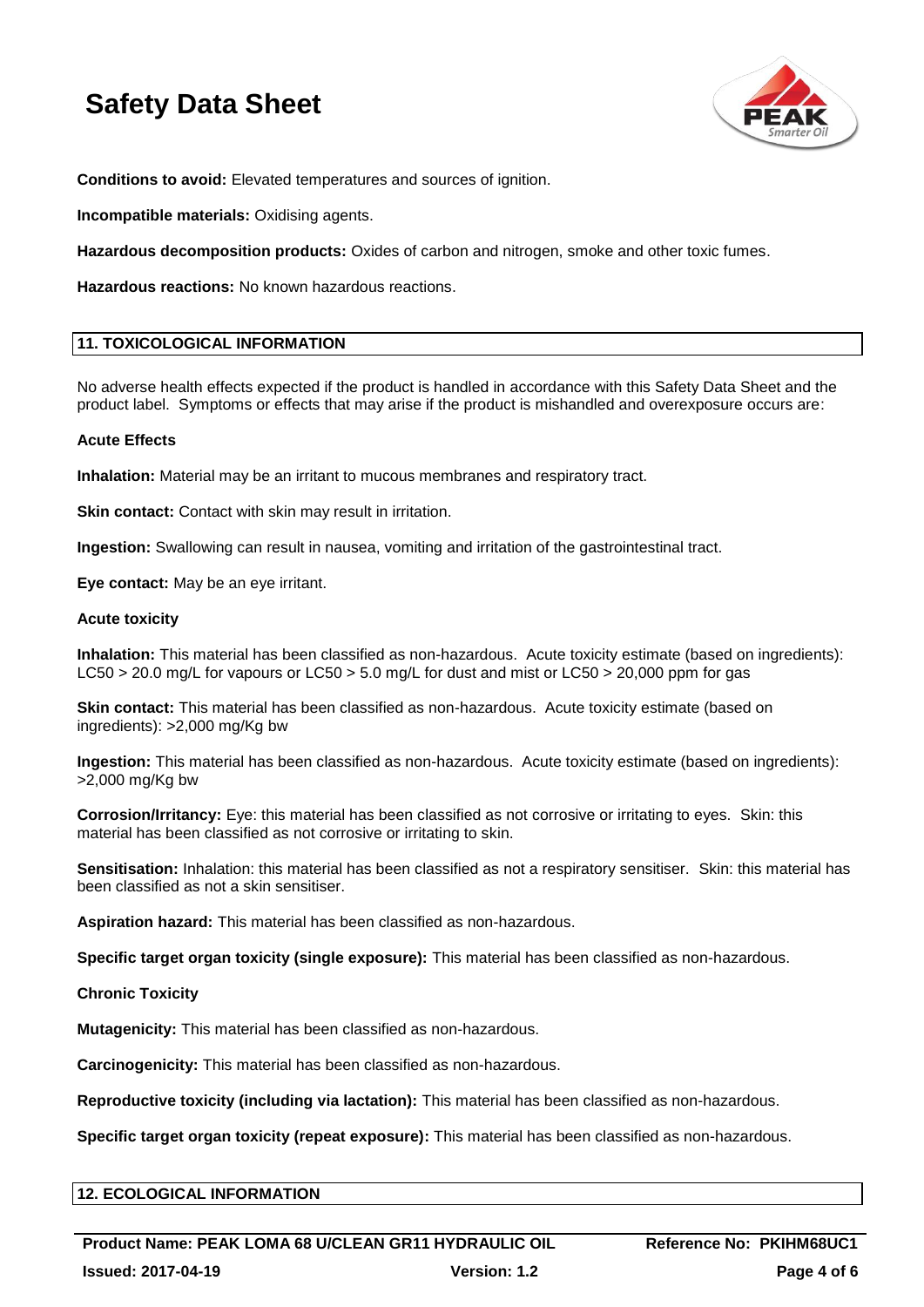**Conditions to avoid:** Elevated temperatures and sources of ignition.

**Incompatible materials:** Oxidising agents.

**Hazardous decomposition products:** Oxides of carbon and nitrogen, smoke and other toxic fumes.

**Hazardous reactions:** No known hazardous reactions.

## 11. TOXICOLOGICAL INFORMATION

No adverse health effects expected if the product is handled in accordance with this Safety Data Sheet and the product label. Symptoms or effects that may arise if the product is mishandled and overexposure occurs are:

### Acute Effects

**Inhalation:** Material may be an irritant to mucous membranes and respiratory tract.

**Skin contact:** Contact with skin may result in irritation.

**Ingestion:** Swallowing can result in nausea, vomiting and irritation of the gastrointestinal tract.

**Eye contact:** May be an eye irritant.

### Acute toxicity

**Inhalation:** This material has been classified as non-hazardous. Acute toxicity estimate (based on ingredients): LC50 > 20.0 mg/L for vapours or LC50 > 5.0 mg/L for dust and mist or LC50 > 20,000 ppm for gas

**Skin contact:** This material has been classified as non-hazardous. Acute toxicity estimate (based on ingredients): >2,000 mg/Kg bw

**Ingestion:** This material has been classified as non-hazardous. Acute toxicity estimate (based on ingredients): >2,000 mg/Kg bw

**Corrosion/Irritancy:** Eye: this material has been classified as not corrosive or irritating to eyes. Skin: this material has been classified as not corrosive or irritating to skin.

**Sensitisation:** Inhalation: this material has been classified as not a respiratory sensitiser. Skin: this material has been classified as not a skin sensitiser.

**Aspiration hazard:** This material has been classified as non-hazardous.

**Specific target organ toxicity (single exposure):** This material has been classified as non-hazardous.

### Chronic Toxicity

**Mutagenicity:** This material has been classified as non-hazardous.

**Carcinogenicity:** This material has been classified as non-hazardous.

**Reproductive toxicity (including via lactation):** This material has been classified as non-hazardous.

**Specific target organ toxicity (repeat exposure):** This material has been classified as non-hazardous.

## 12. ECOLOGICAL INFORMATION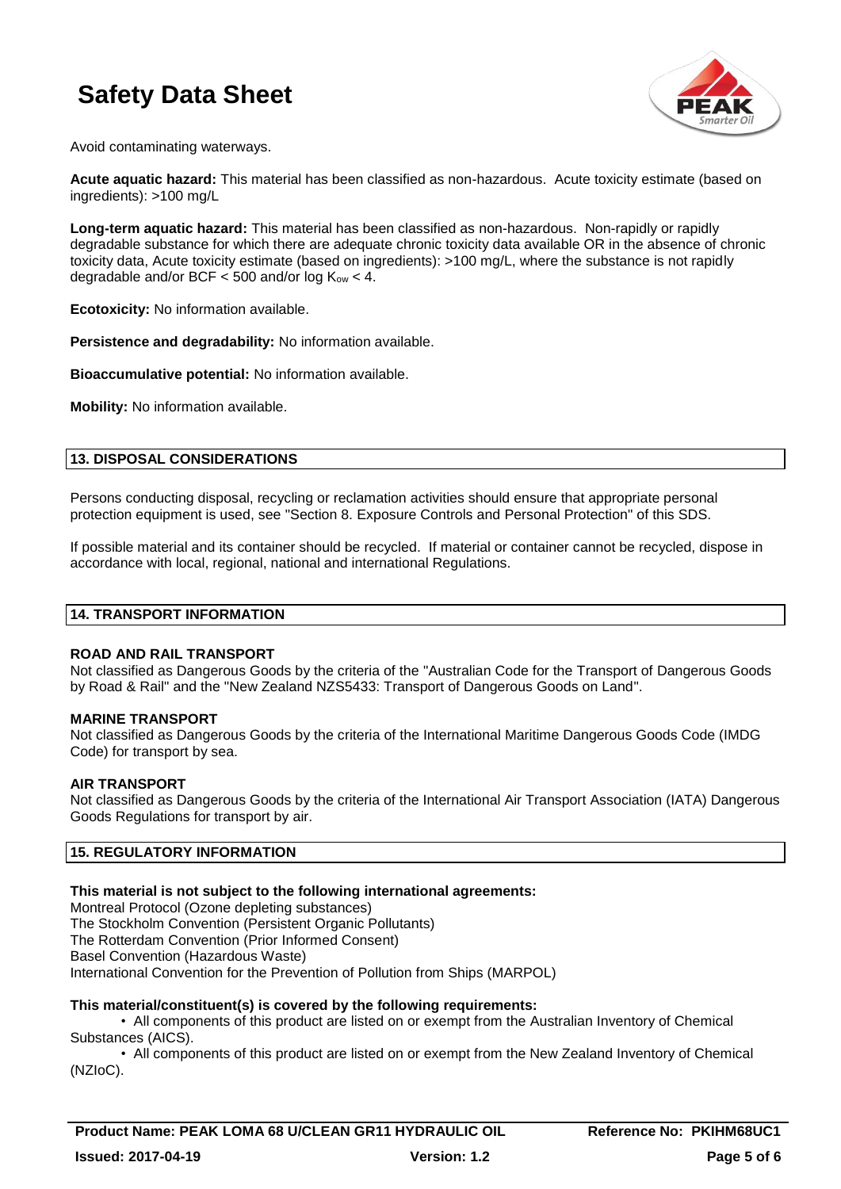Avoid contaminating waterways.

**Acute aquatic hazard:** This material has been classified as non-hazardous. Acute toxicity estimate (based on ingredients): >100 mg/L

**Long-term aquatic hazard:** This material has been classified as non-hazardous. Non-rapidly or rapidly degradable substance for which there are adequate chronic toxicity data available OR in the absence of chronic toxicity data, Acute toxicity estimate (based on ingredients): >100 mg/L, where the substance is not rapidly degradable and/or BCF < 500 and/or log $K_{ow}$ < 4.

**Ecotoxicity:** No information available.

**Persistence and degradability:** No information available.

**Bioaccumulative potential:** No information available.

**Mobility:** No information available.

## 13. DISPOSAL CONSIDERATIONS

Persons conducting disposal, recycling or reclamation activities should ensure that appropriate personal protection equipment is used, see "Section 8. Exposure Controls and Personal Protection" of this SDS.

If possible material and its container should be recycled. If material or container cannot be recycled, dispose in accordance with local, regional, national and international Regulations.

## 14. TRANSPORT INFORMATION

**ROAD AND RAIL TRANSPORT**
Not classified as Dangerous Goods by the criteria of the "Australian Code for the Transport of Dangerous Goods by Road & Rail" and the "New Zealand NZS5433: Transport of Dangerous Goods on Land".

**MARINE TRANSPORT**
Not classified as Dangerous Goods by the criteria of the International Maritime Dangerous Goods Code (IMDG Code) for transport by sea.

**AIR TRANSPORT**
Not classified as Dangerous Goods by the criteria of the International Air Transport Association (IATA) Dangerous Goods Regulations for transport by air.

## 15. REGULATORY INFORMATION

**This material is not subject to the following international agreements:**
Montreal Protocol (Ozone depleting substances)
The Stockholm Convention (Persistent Organic Pollutants)
The Rotterdam Convention (Prior Informed Consent)
Basel Convention (Hazardous Waste)
International Convention for the Prevention of Pollution from Ships (MARPOL)

**This material/constituent(s) is covered by the following requirements:**

- All components of this product are listed on or exempt from the Australian Inventory of Chemical Substances (AICS).
- All components of this product are listed on or exempt from the New Zealand Inventory of Chemical (NZIoC).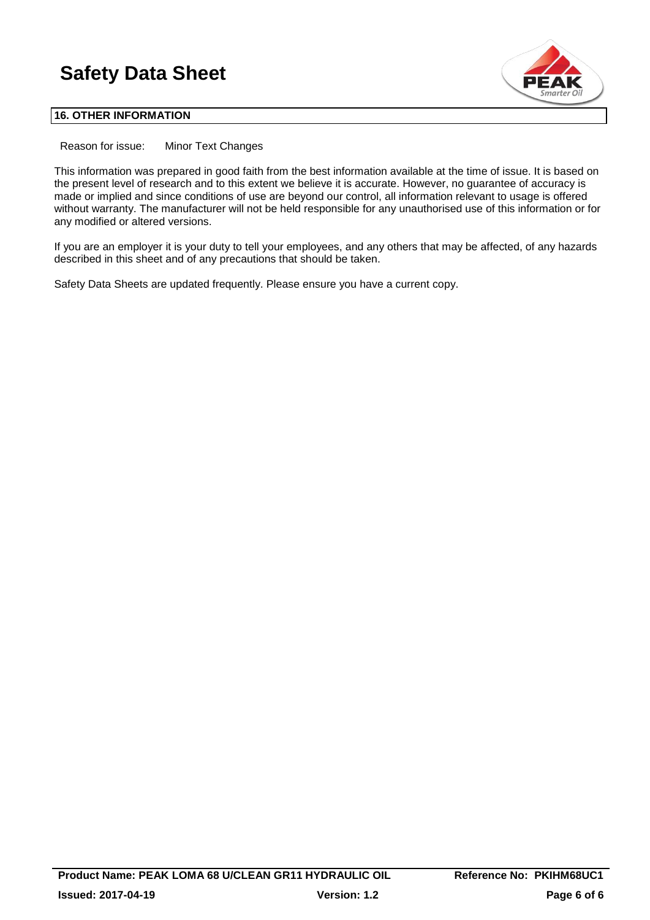## 16. OTHER INFORMATION

Reason for issue: Minor Text Changes

This information was prepared in good faith from the best information available at the time of issue. It is based on the present level of research and to this extent we believe it is accurate. However, no guarantee of accuracy is made or implied and since conditions of use are beyond our control, all information relevant to usage is offered without warranty. The manufacturer will not be held responsible for any unauthorised use of this information or for any modified or altered versions.

If you are an employer it is your duty to tell your employees, and any others that may be affected, of any hazards described in this sheet and of any precautions that should be taken.

Safety Data Sheets are updated frequently. Please ensure you have a current copy.